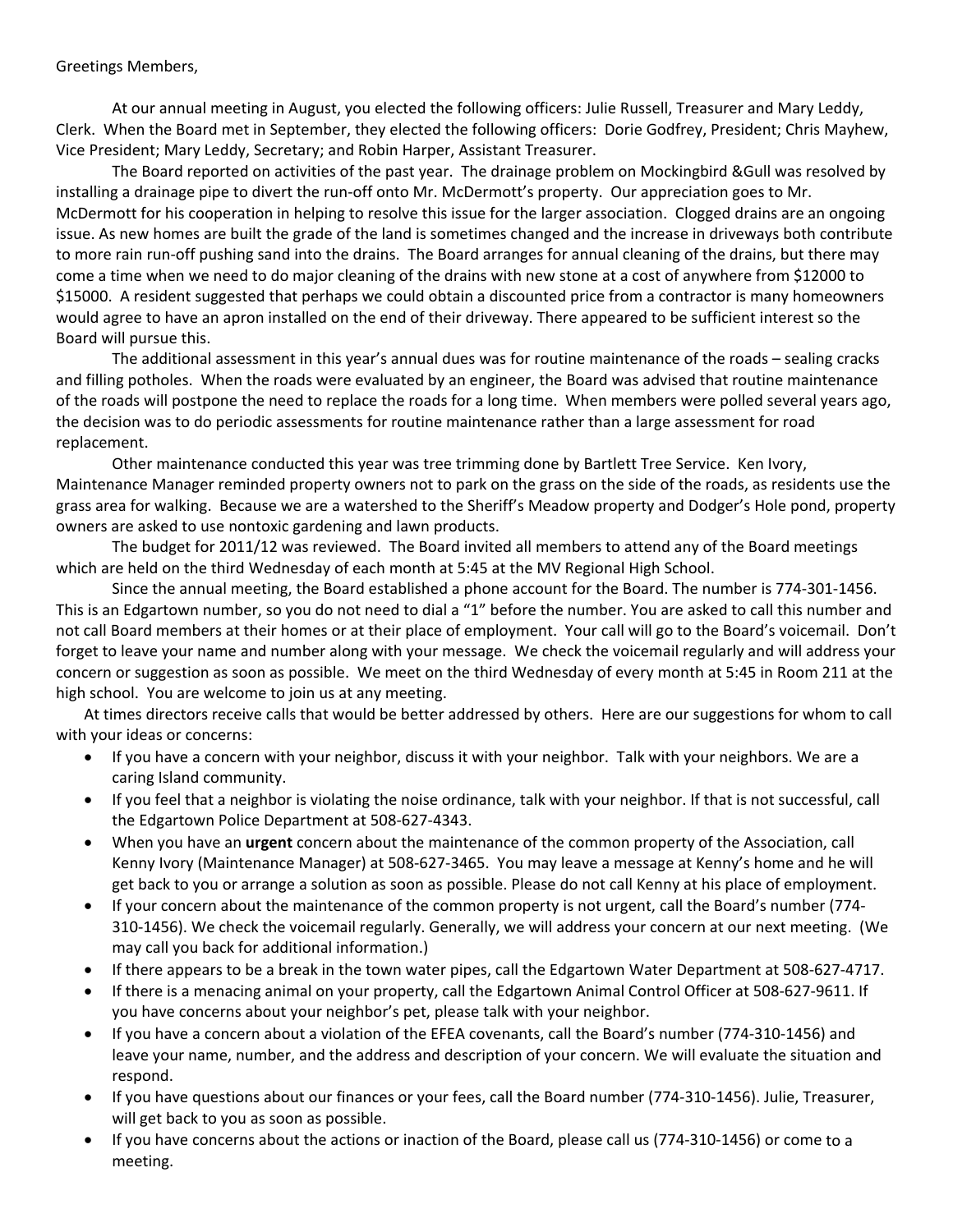Greetings Members,

At our annual meeting in August, you elected the following officers: Julie Russell, Treasurer and Mary Leddy, Clerk. When the Board met in September, they elected the following officers: Dorie Godfrey, President; Chris Mayhew, Vice President; Mary Leddy, Secretary; and Robin Harper, Assistant Treasurer.

The Board reported on activities of the past year. The drainage problem on Mockingbird &Gull was resolved by installing a drainage pipe to divert the run-off onto Mr. McDermott's property. Our appreciation goes to Mr. McDermott for his cooperation in helping to resolve this issue for the larger association. Clogged drains are an ongoing issue. As new homes are built the grade of the land is sometimes changed and the increase in driveways both contribute to more rain run-off pushing sand into the drains. The Board arranges for annual cleaning of the drains, but there may come a time when we need to do major cleaning of the drains with new stone at a cost of anywhere from $12000 to $15000. A resident suggested that perhaps we could obtain a discounted price from a contractor is many homeowners would agree to have an apron installed on the end of their driveway. There appeared to be sufficient interest so the Board will pursue this.

The additional assessment in this year's annual dues was for routine maintenance of the roads – sealing cracks and filling potholes. When the roads were evaluated by an engineer, the Board was advised that routine maintenance of the roads will postpone the need to replace the roads for a long time. When members were polled several years ago, the decision was to do periodic assessments for routine maintenance rather than a large assessment for road replacement.

Other maintenance conducted this year was tree trimming done by Bartlett Tree Service. Ken Ivory, Maintenance Manager reminded property owners not to park on the grass on the side of the roads, as residents use the grass area for walking. Because we are a watershed to the Sheriff's Meadow property and Dodger's Hole pond, property owners are asked to use nontoxic gardening and lawn products.

The budget for 2011/12 was reviewed. The Board invited all members to attend any of the Board meetings which are held on the third Wednesday of each month at 5:45 at the MV Regional High School.

Since the annual meeting, the Board established a phone account for the Board. The number is 774-301-1456. This is an Edgartown number, so you do not need to dial a "1" before the number. You are asked to call this number and not call Board members at their homes or at their place of employment. Your call will go to the Board's voicemail. Don't forget to leave your name and number along with your message. We check the voicemail regularly and will address your concern or suggestion as soon as possible. We meet on the third Wednesday of every month at 5:45 in Room 211 at the high school. You are welcome to join us at any meeting.

At times directors receive calls that would be better addressed by others. Here are our suggestions for whom to call with your ideas or concerns:

- If you have a concern with your neighbor, discuss it with your neighbor. Talk with your neighbors. We are a caring Island community.
- If you feel that a neighbor is violating the noise ordinance, talk with your neighbor. If that is not successful, call the Edgartown Police Department at 508-627-4343.
- When you have an **urgent** concern about the maintenance of the common property of the Association, call Kenny Ivory (Maintenance Manager) at 508-627-3465. You may leave a message at Kenny's home and he will get back to you or arrange a solution as soon as possible. Please do not call Kenny at his place of employment.
- If your concern about the maintenance of the common property is not urgent, call the Board's number (774-310-1456). We check the voicemail regularly. Generally, we will address your concern at our next meeting. (We may call you back for additional information.)
- If there appears to be a break in the town water pipes, call the Edgartown Water Department at 508-627-4717.
- If there is a menacing animal on your property, call the Edgartown Animal Control Officer at 508-627-9611. If you have concerns about your neighbor's pet, please talk with your neighbor.
- If you have a concern about a violation of the EFEA covenants, call the Board's number (774-310-1456) and leave your name, number, and the address and description of your concern. We will evaluate the situation and respond.
- If you have questions about our finances or your fees, call the Board number (774-310-1456). Julie, Treasurer, will get back to you as soon as possible.
- If you have concerns about the actions or inaction of the Board, please call us (774-310-1456) or come to a meeting.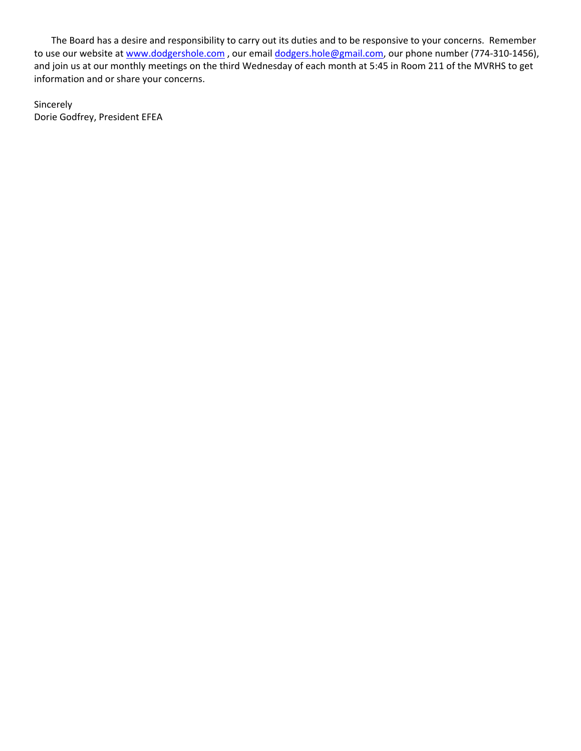The Board has a desire and responsibility to carry out its duties and to be responsive to your concerns. Remember to use our website at www.dodgershole.com , our email dodgers.hole@gmail.com, our phone number (774-310-1456), and join us at our monthly meetings on the third Wednesday of each month at 5:45 in Room 211 of the MVRHS to get information and or share your concerns.

Sincerely  
Dorie Godfrey, President EFEA